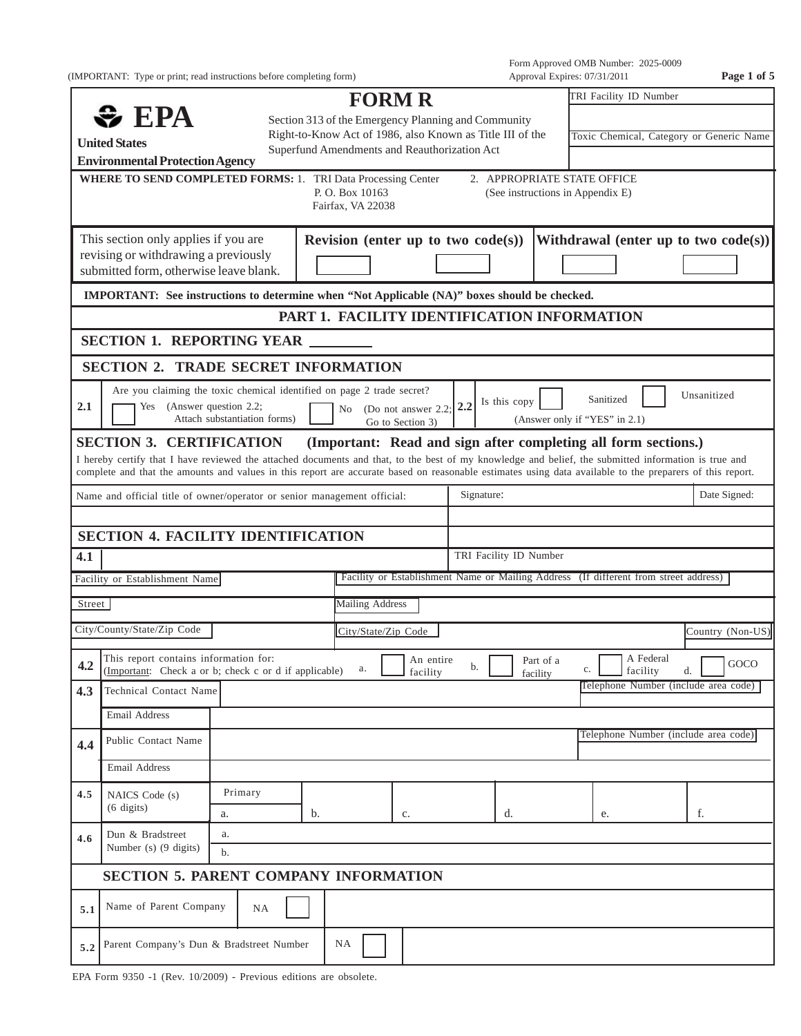(IMPORTANT: Type or print; read instructions before completing form)

Form Approved OMB Number: 2025-0009
Approval Expires: 07/31/2011

**EPA**
**United States Environmental Protection Agency**

# FORM R

Section 313 of the Emergency Planning and Community Right-to-Know Act of 1986, also Known as Title III of the Superfund Amendments and Reauthorization Act

TRI Facility ID Number

Toxic Chemical, Category or Generic Name

**WHERE TO SEND COMPLETED FORMS:** 1. TRI Data Processing Center, P. O. Box 10163, Fairfax, VA 22038
2. APPROPRIATE STATE OFFICE (See instructions in Appendix E)

| This section only applies if you are revising or withdrawing a previously submitted form, otherwise leave blank. | **Revision (enter up to two code(s))** | **Withdrawal (enter up to two code(s))** |
|---|---|---|
| | ☐ ☐ | ☐ ☐ |

**IMPORTANT: See instructions to determine when "Not Applicable (NA)" boxes should be checked.**

## PART 1. FACILITY IDENTIFICATION INFORMATION

### SECTION 1. REPORTING YEAR ________

### SECTION 2. TRADE SECRET INFORMATION

**2.1** Are you claiming the toxic chemical identified on page 2 trade secret?
☐ Yes (Answer question 2.2; Attach substantiation forms) ☐ No (Do not answer 2.2; Go to Section 3)

**2.2** Is this copy ☐ Sanitized ☐ Unsanitized (Answer only if "YES" in 2.1)

### SECTION 3. CERTIFICATION (Important: Read and sign after completing all form sections.)

I hereby certify that I have reviewed the attached documents and that, to the best of my knowledge and belief, the submitted information is true and complete and that the amounts and values in this report are accurate based on reasonable estimates using data available to the preparers of this report.

| Name and official title of owner/operator or senior management official: | Signature: | Date Signed: |
|---|---|---|
| | | |

### SECTION 4. FACILITY IDENTIFICATION

**4.1** TRI Facility ID Number

| Facility or Establishment Name | Facility or Establishment Name or Mailing Address (If different from street address) |
|---|---|
| Street | Mailing Address |
| City/County/State/Zip Code | City/State/Zip Code — Country (Non-US) |

**4.2** This report contains information for: (Important: Check a or b; check c or d if applicable)
a. ☐ An entire facility b. ☐ Part of a facility c. ☐ A Federal facility d. ☐ GOCO

| | | |
|---|---|---|
| **4.3** | Technical Contact Name | Telephone Number (include area code) |
| | Email Address | |
| **4.4** | Public Contact Name | Telephone Number (include area code) |
| | Email Address | |

**4.5** NAICS Code (s) (6 digits)

| Primary a. | b. | c. | d. | e. | f. |
|---|---|---|---|---|---|
| | | | | | |

**4.6** Dun & Bradstreet Number (s) (9 digits)
a.
b.

### SECTION 5. PARENT COMPANY INFORMATION

| | | | |
|---|---|---|---|
| **5.1** | Name of Parent Company | NA ☐ | |
| **5.2** | Parent Company's Dun & Bradstreet Number | NA ☐ | |

EPA Form 9350 -1 (Rev. 10/2009) - Previous editions are obsolete.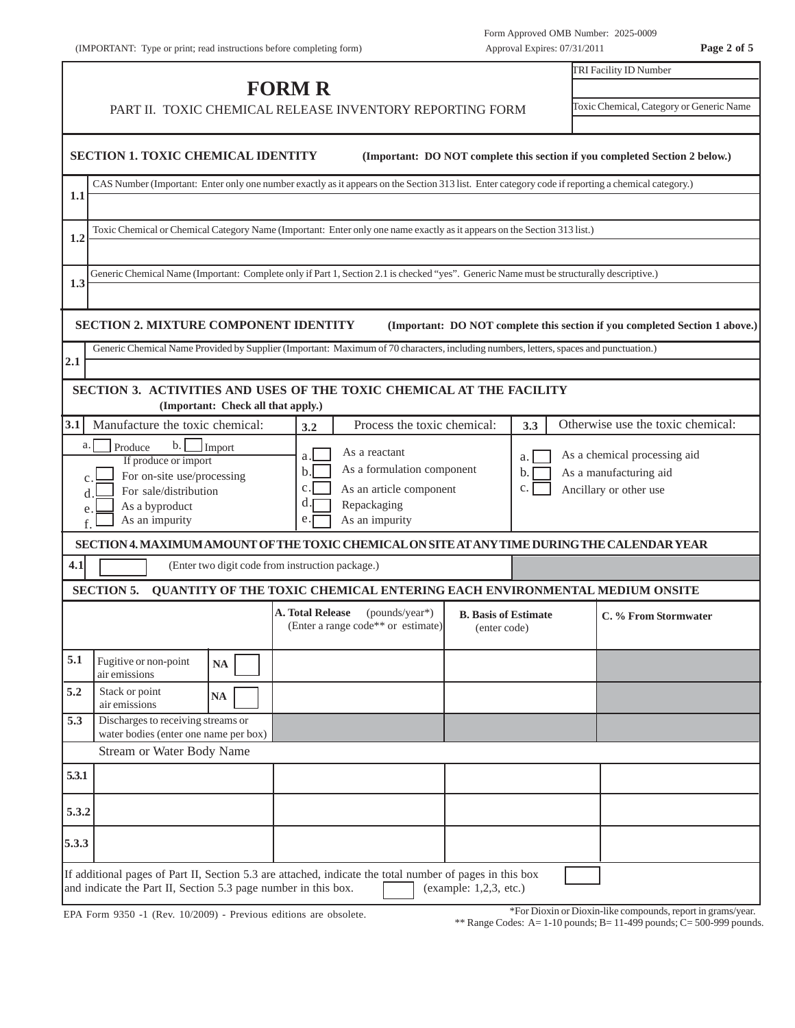(IMPORTANT: Type or print; read instructions before completing form)

Form Approved OMB Number: 2025-0009
Approval Expires: 07/31/2011

# FORM R

PART II. TOXIC CHEMICAL RELEASE INVENTORY REPORTING FORM

TRI Facility ID Number

Toxic Chemical, Category or Generic Name

## SECTION 1. TOXIC CHEMICAL IDENTITY

**(Important: DO NOT complete this section if you completed Section 2 below.)**

**1.1** CAS Number (Important: Enter only one number exactly as it appears on the Section 313 list. Enter category code if reporting a chemical category.)

**1.2** Toxic Chemical or Chemical Category Name (Important: Enter only one name exactly as it appears on the Section 313 list.)

**1.3** Generic Chemical Name (Important: Complete only if Part 1, Section 2.1 is checked "yes". Generic Name must be structurally descriptive.)

## SECTION 2. MIXTURE COMPONENT IDENTITY

**(Important: DO NOT complete this section if you completed Section 1 above.)**

**2.1** Generic Chemical Name Provided by Supplier (Important: Maximum of 70 characters, including numbers, letters, spaces and punctuation.)

## SECTION 3. ACTIVITIES AND USES OF THE TOXIC CHEMICAL AT THE FACILITY

**(Important: Check all that apply.)**

| **3.1** Manufacture the toxic chemical: | **3.2** Process the toxic chemical: | **3.3** Otherwise use the toxic chemical: |
|---|---|---|
| a. ☐ Produce b. ☐ Import | a. ☐ As a reactant | a. ☐ As a chemical processing aid |
| If produce or import | b. ☐ As a formulation component | b. ☐ As a manufacturing aid |
| c. ☐ For on-site use/processing | c. ☐ As an article component | c. ☐ Ancillary or other use |
| d. ☐ For sale/distribution | d. ☐ Repackaging | |
| e. ☐ As a byproduct | e. ☐ As an impurity | |
| f. ☐ As an impurity | | |

## SECTION 4. MAXIMUM AMOUNT OF THE TOXIC CHEMICAL ON SITE AT ANY TIME DURING THE CALENDAR YEAR

**4.1** ☐ (Enter two digit code from instruction package.)

## SECTION 5. QUANTITY OF THE TOXIC CHEMICAL ENTERING EACH ENVIRONMENTAL MEDIUM ONSITE

| | | | **A. Total Release** (pounds/year*) (Enter a range code** or estimate) | **B. Basis of Estimate** (enter code) | **C. % From Stormwater** |
|---|---|---|---|---|---|
| **5.1** | Fugitive or non-point air emissions | **NA** ☐ | | | |
| **5.2** | Stack or point air emissions | **NA** ☐ | | | |
| **5.3** | Discharges to receiving streams or water bodies (enter one name per box) | | | | |
| | Stream or Water Body Name | | | | |
| **5.3.1** | | | | | |
| **5.3.2** | | | | | |
| **5.3.3** | | | | | |

If additional pages of Part II, Section 5.3 are attached, indicate the total number of pages in this box ☐ and indicate the Part II, Section 5.3 page number in this box. ☐ (example: 1,2,3, etc.)

EPA Form 9350 -1 (Rev. 10/2009) - Previous editions are obsolete.

*For Dioxin or Dioxin-like compounds, report in grams/year.

** Range Codes: A= 1-10 pounds; B= 11-499 pounds; C= 500-999 pounds.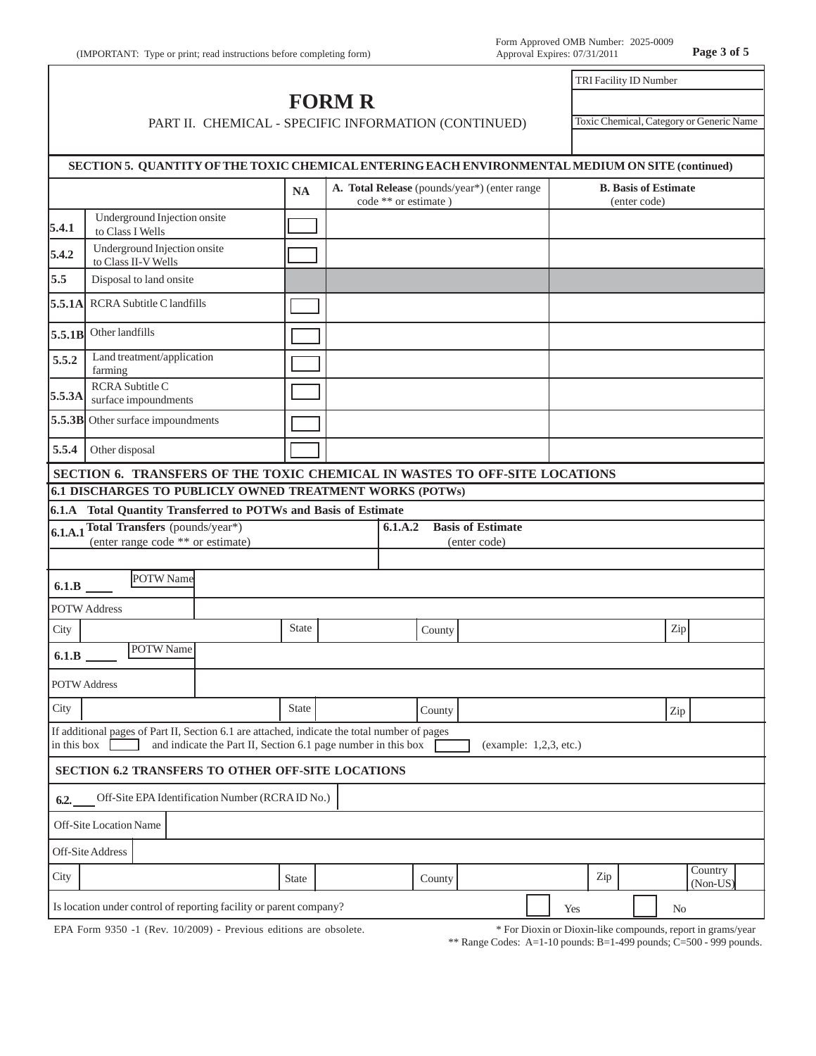(IMPORTANT: Type or print; read instructions before completing form)

Form Approved OMB Number: 2025-0009
Approval Expires: 07/31/2011

# FORM R

PART II. CHEMICAL - SPECIFIC INFORMATION (CONTINUED)

| TRI Facility ID Number |
| --- |
| |
| Toxic Chemical, Category or Generic Name |
| |

## SECTION 5. QUANTITY OF THE TOXIC CHEMICAL ENTERING EACH ENVIRONMENTAL MEDIUM ON SITE (continued)

| | | NA | A. Total Release (pounds/year*) (enter range code ** or estimate ) | B. Basis of Estimate (enter code) |
| --- | --- | --- | --- | --- |
| 5.4.1 | Underground Injection onsite to Class I Wells | ☐ | | |
| 5.4.2 | Underground Injection onsite to Class II-V Wells | ☐ | | |
| 5.5 | Disposal to land onsite | | | |
| 5.5.1A | RCRA Subtitle C landfills | ☐ | | |
| 5.5.1B | Other landfills | ☐ | | |
| 5.5.2 | Land treatment/application farming | ☐ | | |
| 5.5.3A | RCRA Subtitle C surface impoundments | ☐ | | |
| 5.5.3B | Other surface impoundments | ☐ | | |
| 5.5.4 | Other disposal | ☐ | | |

## SECTION 6. TRANSFERS OF THE TOXIC CHEMICAL IN WASTES TO OFF-SITE LOCATIONS

### 6.1 DISCHARGES TO PUBLICLY OWNED TREATMENT WORKS (POTWs)

**6.1.A Total Quantity Transferred to POTWs and Basis of Estimate**

| 6.1.A.1 Total Transfers (pounds/year*) (enter range code ** or estimate) | 6.1.A.2 Basis of Estimate (enter code) |
| --- | --- |
| | |

**6.1.B ____** POTW Name

POTW Address

City | State | County | Zip

**6.1.B ____** POTW Name

POTW Address

City | State | County | Zip

If additional pages of Part II, Section 6.1 are attached, indicate the total number of pages in this box ☐ and indicate the Part II, Section 6.1 page number in this box ☐ (example: 1,2,3, etc.)

### SECTION 6.2 TRANSFERS TO OTHER OFF-SITE LOCATIONS

**6.2. ____** Off-Site EPA Identification Number (RCRA ID No.)

Off-Site Location Name

Off-Site Address

City | State | County | Zip | Country (Non-US)

Is location under control of reporting facility or parent company? ☐ Yes ☐ No

EPA Form 9350 -1 (Rev. 10/2009) - Previous editions are obsolete.

\* For Dioxin or Dioxin-like compounds, report in grams/year

\*\* Range Codes: A=1-10 pounds: B=1-499 pounds; C=500 - 999 pounds.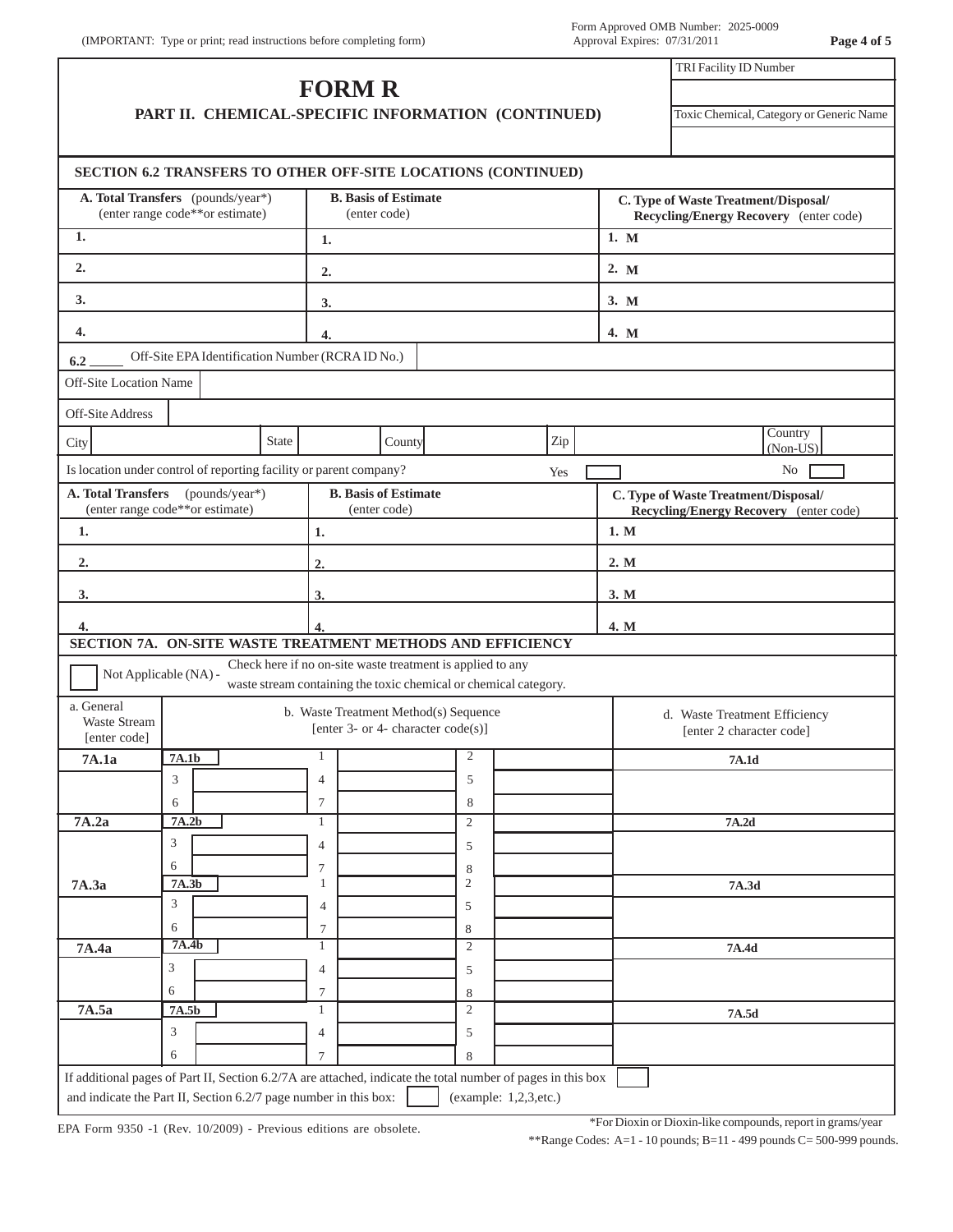(IMPORTANT: Type or print; read instructions before completing form)

Form Approved OMB Number: 2025-0009
Approval Expires: 07/31/2011

| TRI Facility ID Number |
| --- |
| |
| Toxic Chemical, Category or Generic Name |
| |

# FORM R

## PART II. CHEMICAL-SPECIFIC INFORMATION (CONTINUED)

### SECTION 6.2 TRANSFERS TO OTHER OFF-SITE LOCATIONS (CONTINUED)

| A. Total Transfers (pounds/year*) (enter range code**or estimate) | B. Basis of Estimate (enter code) | C. Type of Waste Treatment/Disposal/ Recycling/Energy Recovery (enter code) |
| --- | --- | --- |
| 1. | 1. | 1. M |
| 2. | 2. | 2. M |
| 3. | 3. | 3. M |
| 4. | 4. | 4. M |

6.2 _____ Off-Site EPA Identification Number (RCRA ID No.)

Off-Site Location Name

Off-Site Address

City | State | County | Zip | Country (Non-US)

Is location under control of reporting facility or parent company? Yes [ ] No [ ]

| A. Total Transfers (pounds/year*) (enter range code**or estimate) | B. Basis of Estimate (enter code) | C. Type of Waste Treatment/Disposal/ Recycling/Energy Recovery (enter code) |
| --- | --- | --- |
| 1. | 1. | 1. M |
| 2. | 2. | 2. M |
| 3. | 3. | 3. M |
| 4. | 4. | 4. M |

### SECTION 7A. ON-SITE WASTE TREATMENT METHODS AND EFFICIENCY

[ ] Not Applicable (NA) - Check here if no on-site waste treatment is applied to any waste stream containing the toxic chemical or chemical category.

| a. General Waste Stream [enter code] | b. Waste Treatment Method(s) Sequence [enter 3- or 4- character code(s)] | | | d. Waste Treatment Efficiency [enter 2 character code] |
| --- | --- | --- | --- | --- |
| 7A.1a | 7A.1b | 1 | 2 | 7A.1d |
| | 3 | 4 | 5 | |
| | 6 | 7 | 8 | |
| 7A.2a | 7A.2b | 1 | 2 | 7A.2d |
| | 3 | 4 | 5 | |
| | 6 | 7 | 8 | |
| 7A.3a | 7A.3b | 1 | 2 | 7A.3d |
| | 3 | 4 | 5 | |
| | 6 | 7 | 8 | |
| 7A.4a | 7A.4b | 1 | 2 | 7A.4d |
| | 3 | 4 | 5 | |
| | 6 | 7 | 8 | |
| 7A.5a | 7A.5b | 1 | 2 | 7A.5d |
| | 3 | 4 | 5 | |
| | 6 | 7 | 8 | |

If additional pages of Part II, Section 6.2/7A are attached, indicate the total number of pages in this box [ ]
and indicate the Part II, Section 6.2/7 page number in this box: [ ] (example: 1,2,3,etc.)

EPA Form 9350 -1 (Rev. 10/2009) - Previous editions are obsolete.

*For Dioxin or Dioxin-like compounds, report in grams/year

**Range Codes: A=1 - 10 pounds; B=11 - 499 pounds C= 500-999 pounds.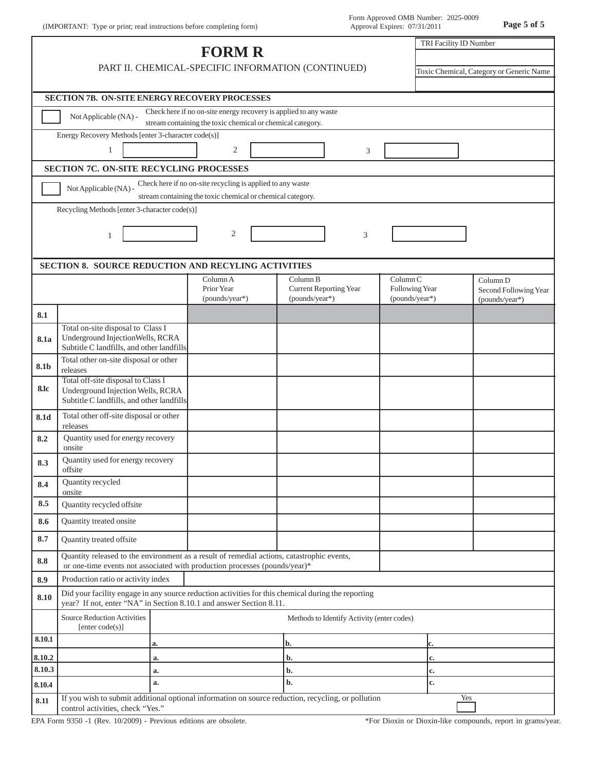(IMPORTANT: Type or print; read instructions before completing form)

Form Approved OMB Number: 2025-0009
Approval Expires: 07/31/2011

# FORM R

PART II. CHEMICAL-SPECIFIC INFORMATION (CONTINUED)

TRI Facility ID Number

Toxic Chemical, Category or Generic Name

## SECTION 7B. ON-SITE ENERGY RECOVERY PROCESSES

☐ Not Applicable (NA) - Check here if no on-site energy recovery is applied to any waste stream containing the toxic chemical or chemical category.

Energy Recovery Methods [enter 3-character code(s)]

1 ______ 2 ______ 3 ______

## SECTION 7C. ON-SITE RECYCLING PROCESSES

☐ Not Applicable (NA) - Check here if no on-site recycling is applied to any waste stream containing the toxic chemical or chemical category.

Recycling Methods [enter 3-character code(s)]

1 ______ 2 ______ 3 ______

## SECTION 8. SOURCE REDUCTION AND RECYLING ACTIVITIES

| | | Column A Prior Year (pounds/year*) | Column B Current Reporting Year (pounds/year*) | Column C Following Year (pounds/year*) | Column D Second Following Year (pounds/year*) |
|---|---|---|---|---|---|
| 8.1 | | | | | |
| 8.1a | Total on-site disposal to Class I Underground InjectionWells, RCRA Subtitle C landfills, and other landfills | | | | |
| 8.1b | Total other on-site disposal or other releases | | | | |
| 8.1c | Total off-site disposal to Class I Underground Injection Wells, RCRA Subtitle C landfills, and other landfills | | | | |
| 8.1d | Total other off-site disposal or other releases | | | | |
| 8.2 | Quantity used for energy recovery onsite | | | | |
| 8.3 | Quantity used for energy recovery offsite | | | | |
| 8.4 | Quantity recycled onsite | | | | |
| 8.5 | Quantity recycled offsite | | | | |
| 8.6 | Quantity treated onsite | | | | |
| 8.7 | Quantity treated offsite | | | | |
| 8.8 | Quantity released to the environment as a result of remedial actions, catastrophic events, or one-time events not associated with production processes (pounds/year)* | | | | |
| 8.9 | Production ratio or activity index | | | | |
| 8.10 | Did your facility engage in any source reduction activities for this chemical during the reporting year? If not, enter "NA" in Section 8.10.1 and answer Section 8.11. | | | | |

| | Source Reduction Activities [enter code(s)] | Methods to Identify Activity (enter codes) | | |
|---|---|---|---|---|
| 8.10.1 | | a. | b. | c. |
| 8.10.2 | | a. | b. | c. |
| 8.10.3 | | a. | b. | c. |
| 8.10.4 | | a. | b. | c. |

8.11 If you wish to submit additional optional information on source reduction, recycling, or pollution control activities, check "Yes." Yes ☐

EPA Form 9350 -1 (Rev. 10/2009) - Previous editions are obsolete.

*For Dioxin or Dioxin-like compounds, report in grams/year.